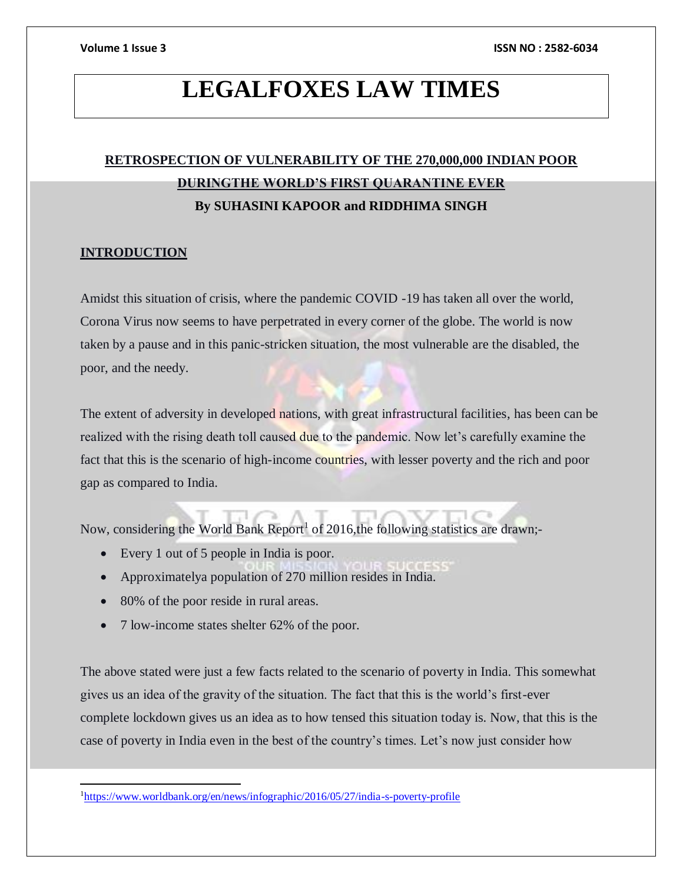# LEGALFOXES LAW TIMES

## RETROSPECTION OF VULNERABILITY OF THE 270,000,000 INDIAN POOR DURINGTHE WORLD'S FIRST QUARANTINE EVER

**By SUHASINI KAPOOR and RIDDHIMA SINGH**

### INTRODUCTION

Amidst this situation of crisis, where the pandemic COVID -19 has taken all over the world, Corona Virus now seems to have perpetrated in every corner of the globe. The world is now taken by a pause and in this panic-stricken situation, the most vulnerable are the disabled, the poor, and the needy.

The extent of adversity in developed nations, with great infrastructural facilities, has been can be realized with the rising death toll caused due to the pandemic. Now let's carefully examine the fact that this is the scenario of high-income countries, with lesser poverty and the rich and poor gap as compared to India.

Now, considering the World Bank Report[1] of 2016,the following statistics are drawn;-

- Every 1 out of 5 people in India is poor.
- Approximatelya population of 270 million resides in India.
- 80% of the poor reside in rural areas.
- 7 low-income states shelter 62% of the poor.

The above stated were just a few facts related to the scenario of poverty in India. This somewhat gives us an idea of the gravity of the situation. The fact that this is the world's first-ever complete lockdown gives us an idea as to how tensed this situation today is. Now, that this is the case of poverty in India even in the best of the country's times. Let's now just consider how

[1] https://www.worldbank.org/en/news/infographic/2016/05/27/india-s-poverty-profile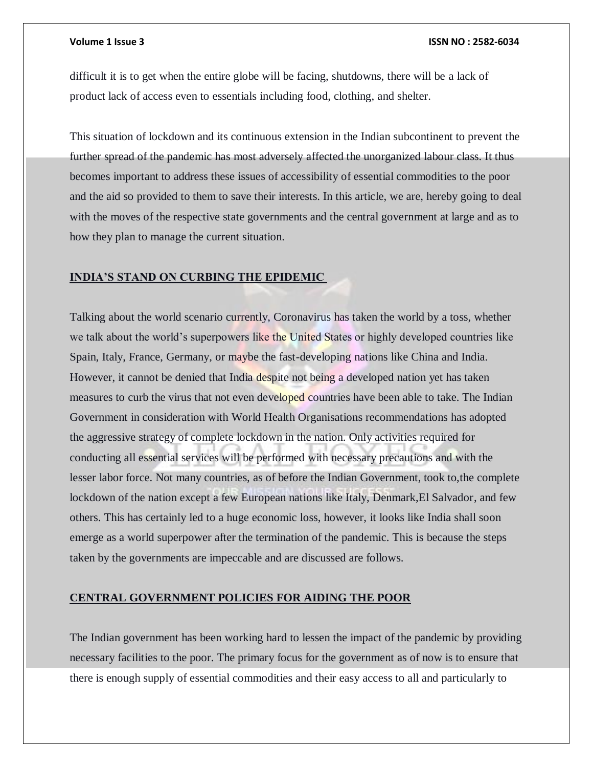difficult it is to get when the entire globe will be facing, shutdowns, there will be a lack of product lack of access even to essentials including food, clothing, and shelter.

This situation of lockdown and its continuous extension in the Indian subcontinent to prevent the further spread of the pandemic has most adversely affected the unorganized labour class. It thus becomes important to address these issues of accessibility of essential commodities to the poor and the aid so provided to them to save their interests. In this article, we are, hereby going to deal with the moves of the respective state governments and the central government at large and as to how they plan to manage the current situation.

## INDIA'S STAND ON CURBING THE EPIDEMIC

Talking about the world scenario currently, Coronavirus has taken the world by a toss, whether we talk about the world's superpowers like the United States or highly developed countries like Spain, Italy, France, Germany, or maybe the fast-developing nations like China and India. However, it cannot be denied that India despite not being a developed nation yet has taken measures to curb the virus that not even developed countries have been able to take. The Indian Government in consideration with World Health Organisations recommendations has adopted the aggressive strategy of complete lockdown in the nation. Only activities required for conducting all essential services will be performed with necessary precautions and with the lesser labor force. Not many countries, as of before the Indian Government, took to,the complete lockdown of the nation except a few European nations like Italy, Denmark,El Salvador, and few others. This has certainly led to a huge economic loss, however, it looks like India shall soon emerge as a world superpower after the termination of the pandemic. This is because the steps taken by the governments are impeccable and are discussed are follows.

## CENTRAL GOVERNMENT POLICIES FOR AIDING THE POOR

The Indian government has been working hard to lessen the impact of the pandemic by providing necessary facilities to the poor. The primary focus for the government as of now is to ensure that there is enough supply of essential commodities and their easy access to all and particularly to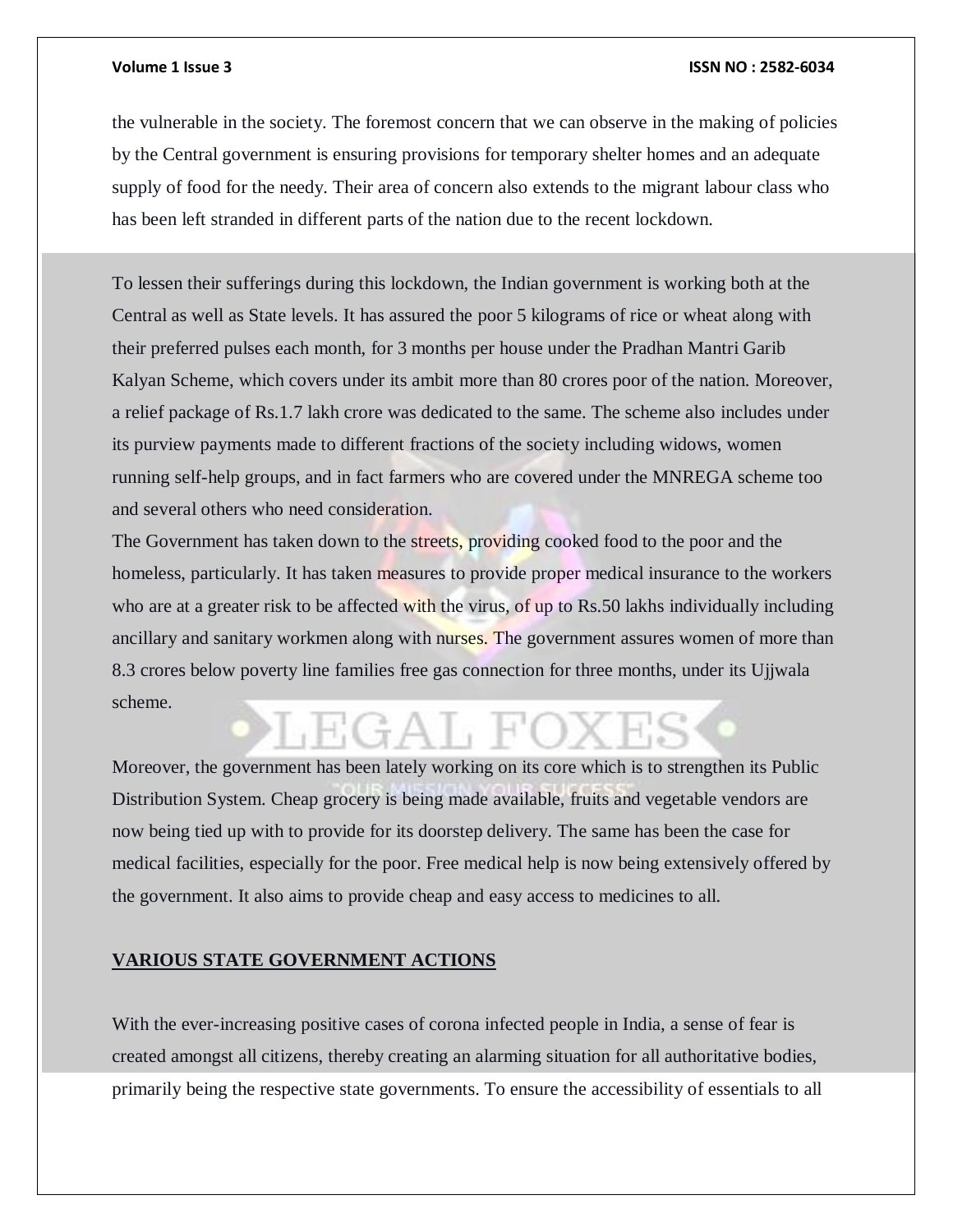the vulnerable in the society. The foremost concern that we can observe in the making of policies by the Central government is ensuring provisions for temporary shelter homes and an adequate supply of food for the needy. Their area of concern also extends to the migrant labour class who has been left stranded in different parts of the nation due to the recent lockdown.

To lessen their sufferings during this lockdown, the Indian government is working both at the Central as well as State levels. It has assured the poor 5 kilograms of rice or wheat along with their preferred pulses each month, for 3 months per house under the Pradhan Mantri Garib Kalyan Scheme, which covers under its ambit more than 80 crores poor of the nation. Moreover, a relief package of Rs.1.7 lakh crore was dedicated to the same. The scheme also includes under its purview payments made to different fractions of the society including widows, women running self-help groups, and in fact farmers who are covered under the MNREGA scheme too and several others who need consideration.

The Government has taken down to the streets, providing cooked food to the poor and the homeless, particularly. It has taken measures to provide proper medical insurance to the workers who are at a greater risk to be affected with the virus, of up to Rs.50 lakhs individually including ancillary and sanitary workmen along with nurses. The government assures women of more than 8.3 crores below poverty line families free gas connection for three months, under its Ujjwala scheme.

Moreover, the government has been lately working on its core which is to strengthen its Public Distribution System. Cheap grocery is being made available, fruits and vegetable vendors are now being tied up with to provide for its doorstep delivery. The same has been the case for medical facilities, especially for the poor. Free medical help is now being extensively offered by the government. It also aims to provide cheap and easy access to medicines to all.

## VARIOUS STATE GOVERNMENT ACTIONS

With the ever-increasing positive cases of corona infected people in India, a sense of fear is created amongst all citizens, thereby creating an alarming situation for all authoritative bodies, primarily being the respective state governments. To ensure the accessibility of essentials to all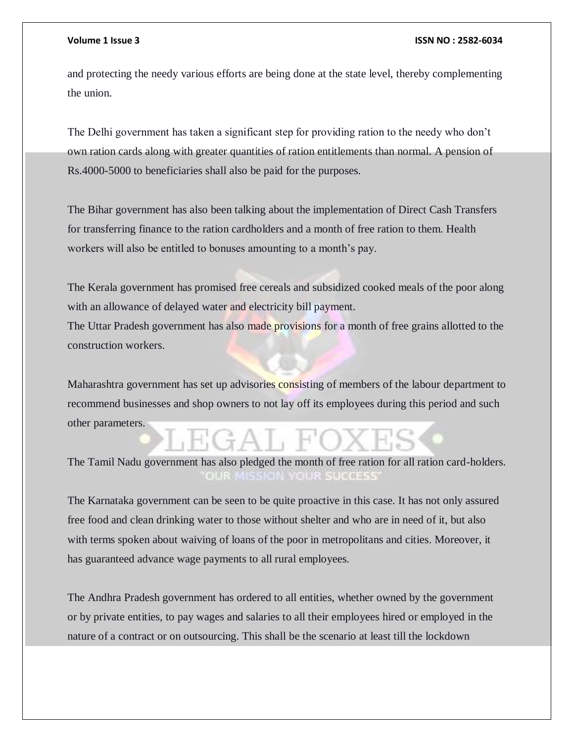and protecting the needy various efforts are being done at the state level, thereby complementing the union.

The Delhi government has taken a significant step for providing ration to the needy who don't own ration cards along with greater quantities of ration entitlements than normal. A pension of Rs.4000-5000 to beneficiaries shall also be paid for the purposes.

The Bihar government has also been talking about the implementation of Direct Cash Transfers for transferring finance to the ration cardholders and a month of free ration to them. Health workers will also be entitled to bonuses amounting to a month's pay.

The Kerala government has promised free cereals and subsidized cooked meals of the poor along with an allowance of delayed water and electricity bill payment.
The Uttar Pradesh government has also made provisions for a month of free grains allotted to the construction workers.

Maharashtra government has set up advisories consisting of members of the labour department to recommend businesses and shop owners to not lay off its employees during this period and such other parameters.

The Tamil Nadu government has also pledged the month of free ration for all ration card-holders.

The Karnataka government can be seen to be quite proactive in this case. It has not only assured free food and clean drinking water to those without shelter and who are in need of it, but also with terms spoken about waiving of loans of the poor in metropolitans and cities. Moreover, it has guaranteed advance wage payments to all rural employees.

The Andhra Pradesh government has ordered to all entities, whether owned by the government or by private entities, to pay wages and salaries to all their employees hired or employed in the nature of a contract or on outsourcing. This shall be the scenario at least till the lockdown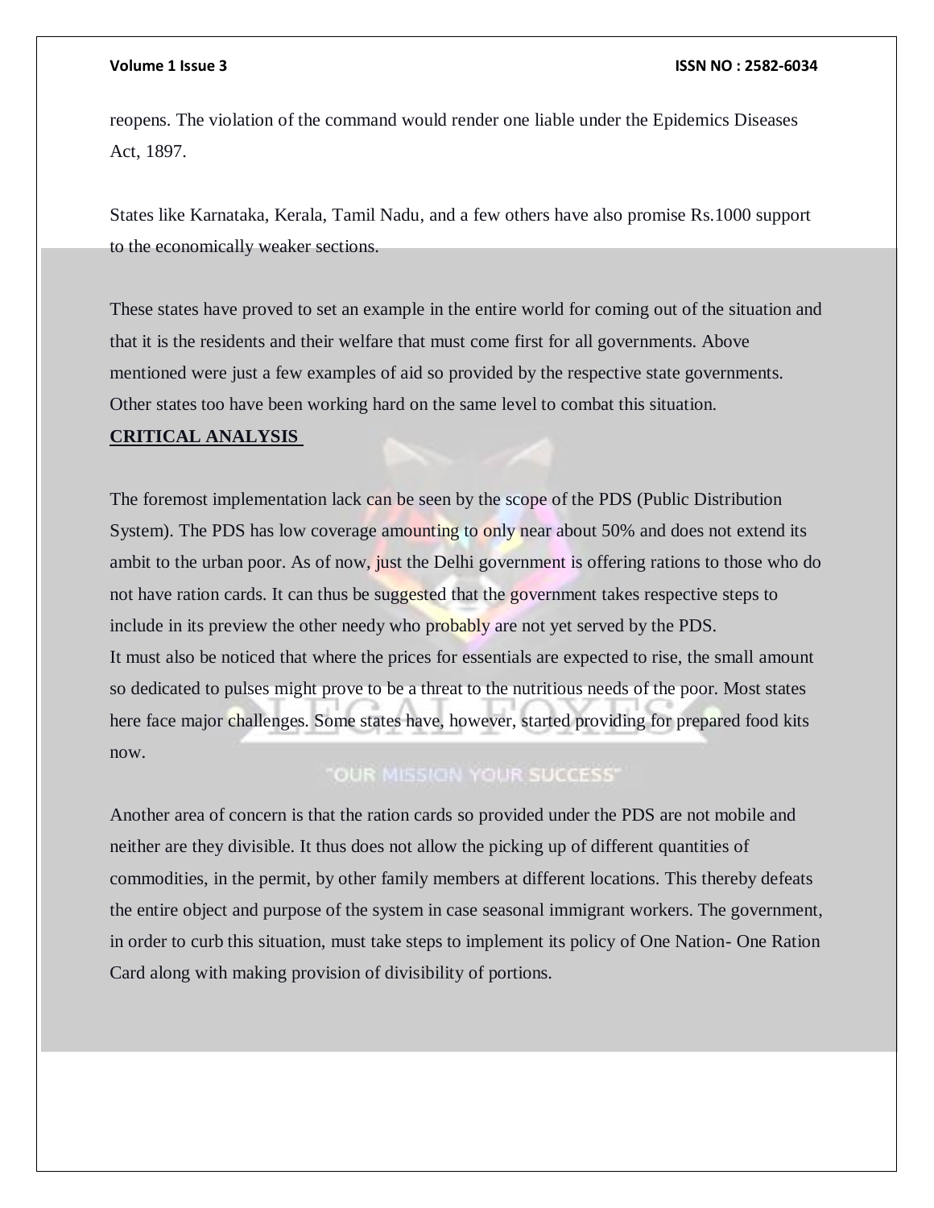reopens. The violation of the command would render one liable under the Epidemics Diseases Act, 1897.

States like Karnataka, Kerala, Tamil Nadu, and a few others have also promise Rs.1000 support to the economically weaker sections.

These states have proved to set an example in the entire world for coming out of the situation and that it is the residents and their welfare that must come first for all governments. Above mentioned were just a few examples of aid so provided by the respective state governments. Other states too have been working hard on the same level to combat this situation.

## CRITICAL ANALYSIS

The foremost implementation lack can be seen by the scope of the PDS (Public Distribution System). The PDS has low coverage amounting to only near about 50% and does not extend its ambit to the urban poor. As of now, just the Delhi government is offering rations to those who do not have ration cards. It can thus be suggested that the government takes respective steps to include in its preview the other needy who probably are not yet served by the PDS.
It must also be noticed that where the prices for essentials are expected to rise, the small amount so dedicated to pulses might prove to be a threat to the nutritious needs of the poor. Most states here face major challenges. Some states have, however, started providing for prepared food kits now.

Another area of concern is that the ration cards so provided under the PDS are not mobile and neither are they divisible. It thus does not allow the picking up of different quantities of commodities, in the permit, by other family members at different locations. This thereby defeats the entire object and purpose of the system in case seasonal immigrant workers. The government, in order to curb this situation, must take steps to implement its policy of One Nation- One Ration Card along with making provision of divisibility of portions.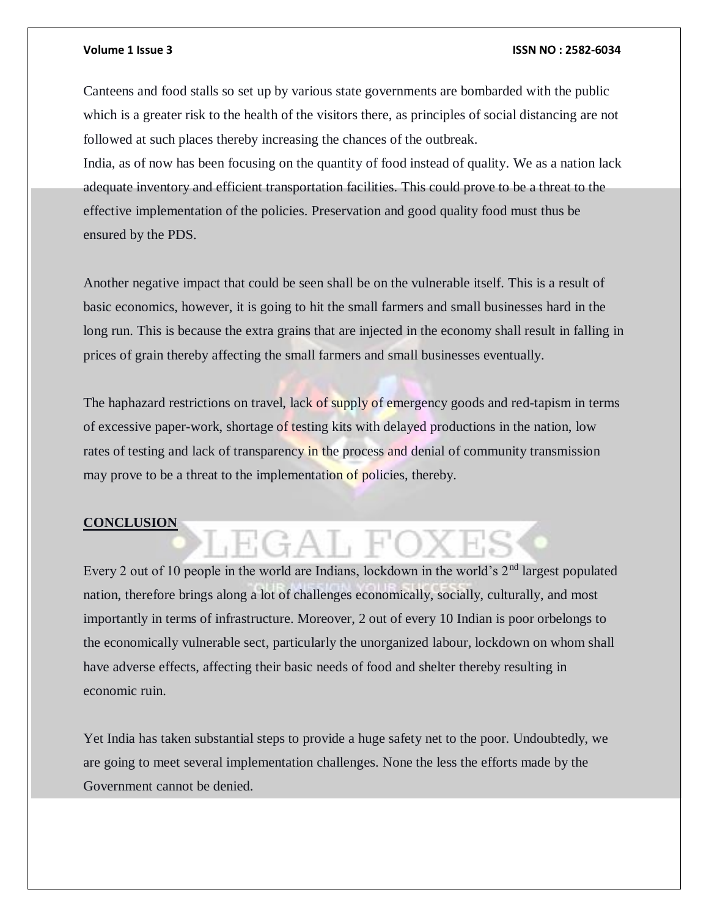Canteens and food stalls so set up by various state governments are bombarded with the public which is a greater risk to the health of the visitors there, as principles of social distancing are not followed at such places thereby increasing the chances of the outbreak.
India, as of now has been focusing on the quantity of food instead of quality. We as a nation lack adequate inventory and efficient transportation facilities. This could prove to be a threat to the effective implementation of the policies. Preservation and good quality food must thus be ensured by the PDS.

Another negative impact that could be seen shall be on the vulnerable itself. This is a result of basic economics, however, it is going to hit the small farmers and small businesses hard in the long run. This is because the extra grains that are injected in the economy shall result in falling in prices of grain thereby affecting the small farmers and small businesses eventually.

The haphazard restrictions on travel, lack of supply of emergency goods and red-tapism in terms of excessive paper-work, shortage of testing kits with delayed productions in the nation, low rates of testing and lack of transparency in the process and denial of community transmission may prove to be a threat to the implementation of policies, thereby.

## CONCLUSION

Every 2 out of 10 people in the world are Indians, lockdown in the world's 2nd largest populated nation, therefore brings along a lot of challenges economically, socially, culturally, and most importantly in terms of infrastructure. Moreover, 2 out of every 10 Indian is poor orbelongs to the economically vulnerable sect, particularly the unorganized labour, lockdown on whom shall have adverse effects, affecting their basic needs of food and shelter thereby resulting in economic ruin.

Yet India has taken substantial steps to provide a huge safety net to the poor. Undoubtedly, we are going to meet several implementation challenges. None the less the efforts made by the Government cannot be denied.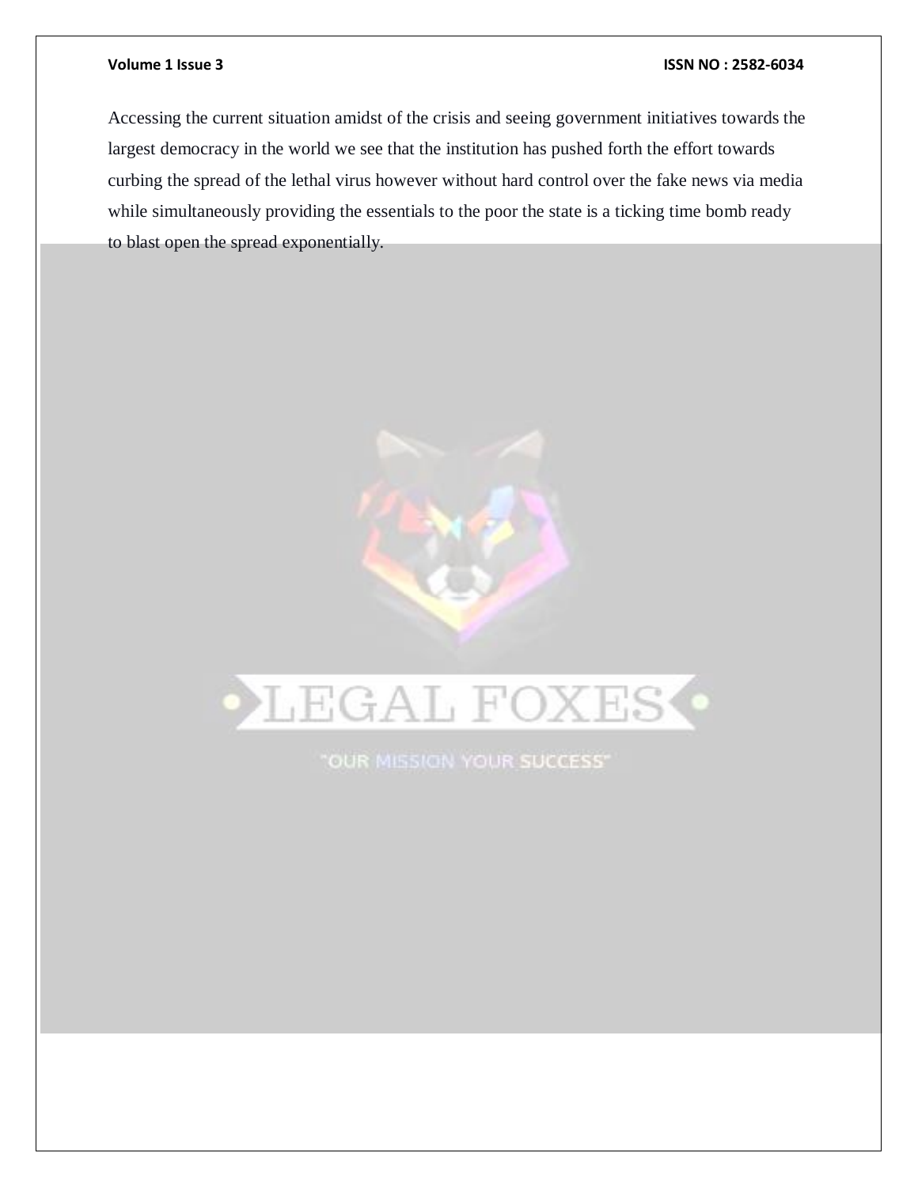Accessing the current situation amidst of the crisis and seeing government initiatives towards the largest democracy in the world we see that the institution has pushed forth the effort towards curbing the spread of the lethal virus however without hard control over the fake news via media while simultaneously providing the essentials to the poor the state is a ticking time bomb ready to blast open the spread exponentially.